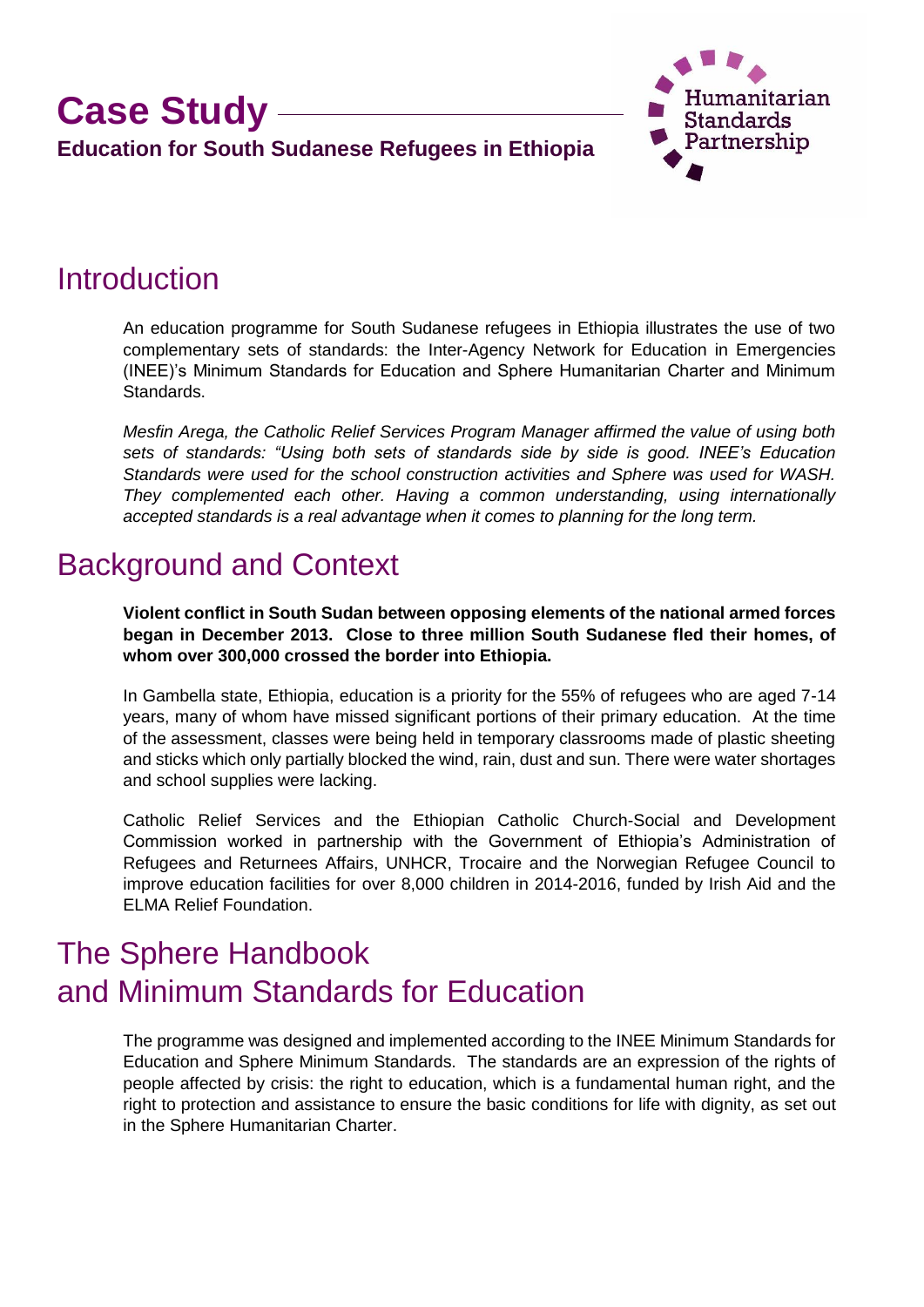# Case Study

**Education for South Sudanese Refugees in Ethiopia**

Humanitarian Standards Partnership

## Introduction

An education programme for South Sudanese refugees in Ethiopia illustrates the use of two complementary sets of standards: the Inter-Agency Network for Education in Emergencies (INEE)'s Minimum Standards for Education and Sphere Humanitarian Charter and Minimum Standards.

*Mesfin Arega, the Catholic Relief Services Program Manager affirmed the value of using both sets of standards: "Using both sets of standards side by side is good. INEE's Education Standards were used for the school construction activities and Sphere was used for WASH. They complemented each other. Having a common understanding, using internationally accepted standards is a real advantage when it comes to planning for the long term.*

## Background and Context

**Violent conflict in South Sudan between opposing elements of the national armed forces began in December 2013. Close to three million South Sudanese fled their homes, of whom over 300,000 crossed the border into Ethiopia.**

In Gambella state, Ethiopia, education is a priority for the 55% of refugees who are aged 7-14 years, many of whom have missed significant portions of their primary education. At the time of the assessment, classes were being held in temporary classrooms made of plastic sheeting and sticks which only partially blocked the wind, rain, dust and sun. There were water shortages and school supplies were lacking.

Catholic Relief Services and the Ethiopian Catholic Church-Social and Development Commission worked in partnership with the Government of Ethiopia's Administration of Refugees and Returnees Affairs, UNHCR, Trocaire and the Norwegian Refugee Council to improve education facilities for over 8,000 children in 2014-2016, funded by Irish Aid and the ELMA Relief Foundation.

## The Sphere Handbook and Minimum Standards for Education

The programme was designed and implemented according to the INEE Minimum Standards for Education and Sphere Minimum Standards. The standards are an expression of the rights of people affected by crisis: the right to education, which is a fundamental human right, and the right to protection and assistance to ensure the basic conditions for life with dignity, as set out in the Sphere Humanitarian Charter.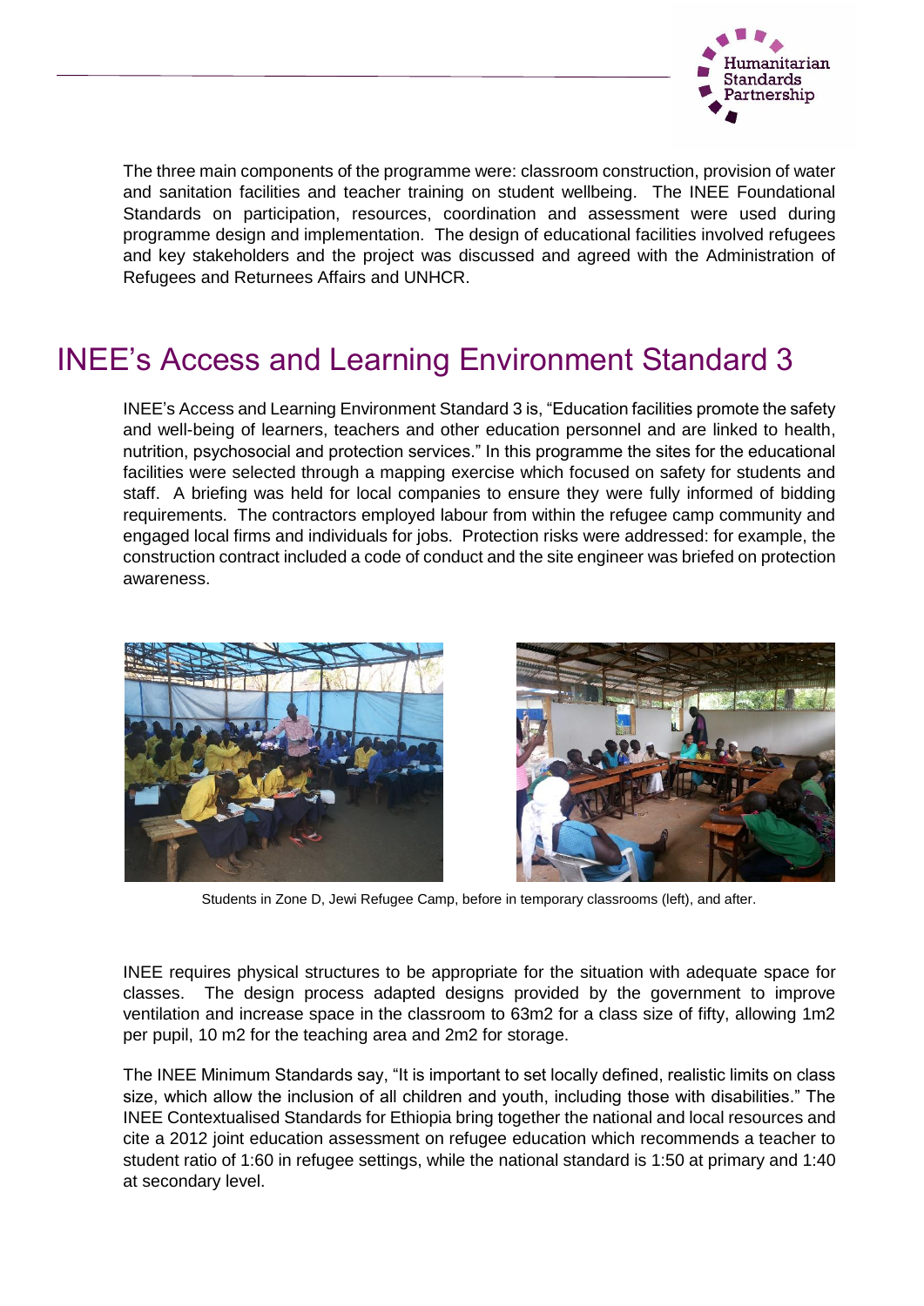The three main components of the programme were: classroom construction, provision of water and sanitation facilities and teacher training on student wellbeing. The INEE Foundational Standards on participation, resources, coordination and assessment were used during programme design and implementation. The design of educational facilities involved refugees and key stakeholders and the project was discussed and agreed with the Administration of Refugees and Returnees Affairs and UNHCR.

# INEE's Access and Learning Environment Standard 3

INEE's Access and Learning Environment Standard 3 is, "Education facilities promote the safety and well-being of learners, teachers and other education personnel and are linked to health, nutrition, psychosocial and protection services." In this programme the sites for the educational facilities were selected through a mapping exercise which focused on safety for students and staff. A briefing was held for local companies to ensure they were fully informed of bidding requirements. The contractors employed labour from within the refugee camp community and engaged local firms and individuals for jobs. Protection risks were addressed: for example, the construction contract included a code of conduct and the site engineer was briefed on protection awareness.

Students in Zone D, Jewi Refugee Camp, before in temporary classrooms (left), and after.

INEE requires physical structures to be appropriate for the situation with adequate space for classes. The design process adapted designs provided by the government to improve ventilation and increase space in the classroom to 63m2 for a class size of fifty, allowing 1m2 per pupil, 10 m2 for the teaching area and 2m2 for storage.

The INEE Minimum Standards say, "It is important to set locally defined, realistic limits on class size, which allow the inclusion of all children and youth, including those with disabilities." The INEE Contextualised Standards for Ethiopia bring together the national and local resources and cite a 2012 joint education assessment on refugee education which recommends a teacher to student ratio of 1:60 in refugee settings, while the national standard is 1:50 at primary and 1:40 at secondary level.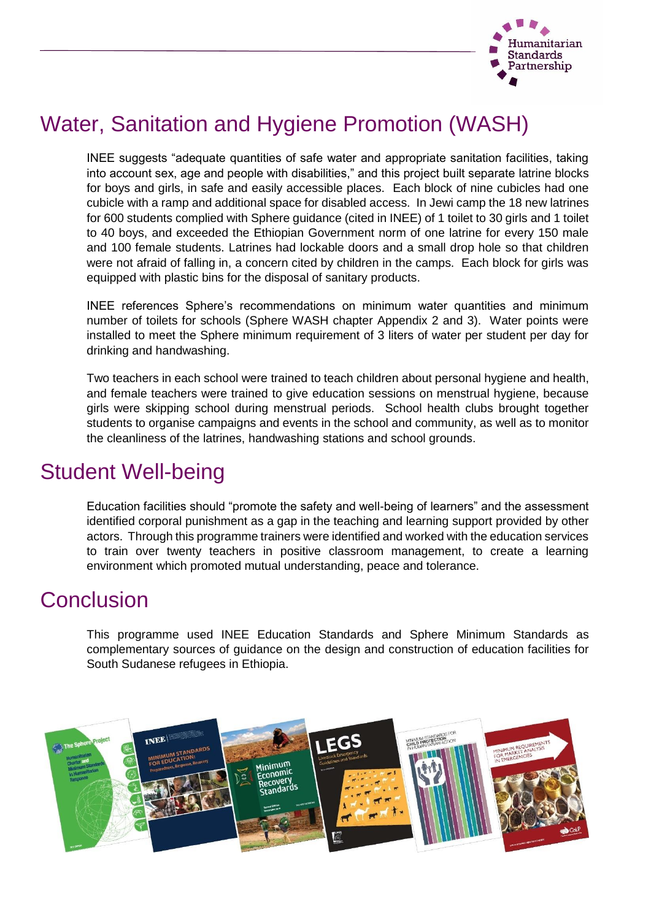## Water, Sanitation and Hygiene Promotion (WASH)

INEE suggests "adequate quantities of safe water and appropriate sanitation facilities, taking into account sex, age and people with disabilities," and this project built separate latrine blocks for boys and girls, in safe and easily accessible places. Each block of nine cubicles had one cubicle with a ramp and additional space for disabled access. In Jewi camp the 18 new latrines for 600 students complied with Sphere guidance (cited in INEE) of 1 toilet to 30 girls and 1 toilet to 40 boys, and exceeded the Ethiopian Government norm of one latrine for every 150 male and 100 female students. Latrines had lockable doors and a small drop hole so that children were not afraid of falling in, a concern cited by children in the camps. Each block for girls was equipped with plastic bins for the disposal of sanitary products.

INEE references Sphere's recommendations on minimum water quantities and minimum number of toilets for schools (Sphere WASH chapter Appendix 2 and 3). Water points were installed to meet the Sphere minimum requirement of 3 liters of water per student per day for drinking and handwashing.

Two teachers in each school were trained to teach children about personal hygiene and health, and female teachers were trained to give education sessions on menstrual hygiene, because girls were skipping school during menstrual periods. School health clubs brought together students to organise campaigns and events in the school and community, as well as to monitor the cleanliness of the latrines, handwashing stations and school grounds.

## Student Well-being

Education facilities should "promote the safety and well-being of learners" and the assessment identified corporal punishment as a gap in the teaching and learning support provided by other actors. Through this programme trainers were identified and worked with the education services to train over twenty teachers in positive classroom management, to create a learning environment which promoted mutual understanding, peace and tolerance.

## Conclusion

This programme used INEE Education Standards and Sphere Minimum Standards as complementary sources of guidance on the design and construction of education facilities for South Sudanese refugees in Ethiopia.